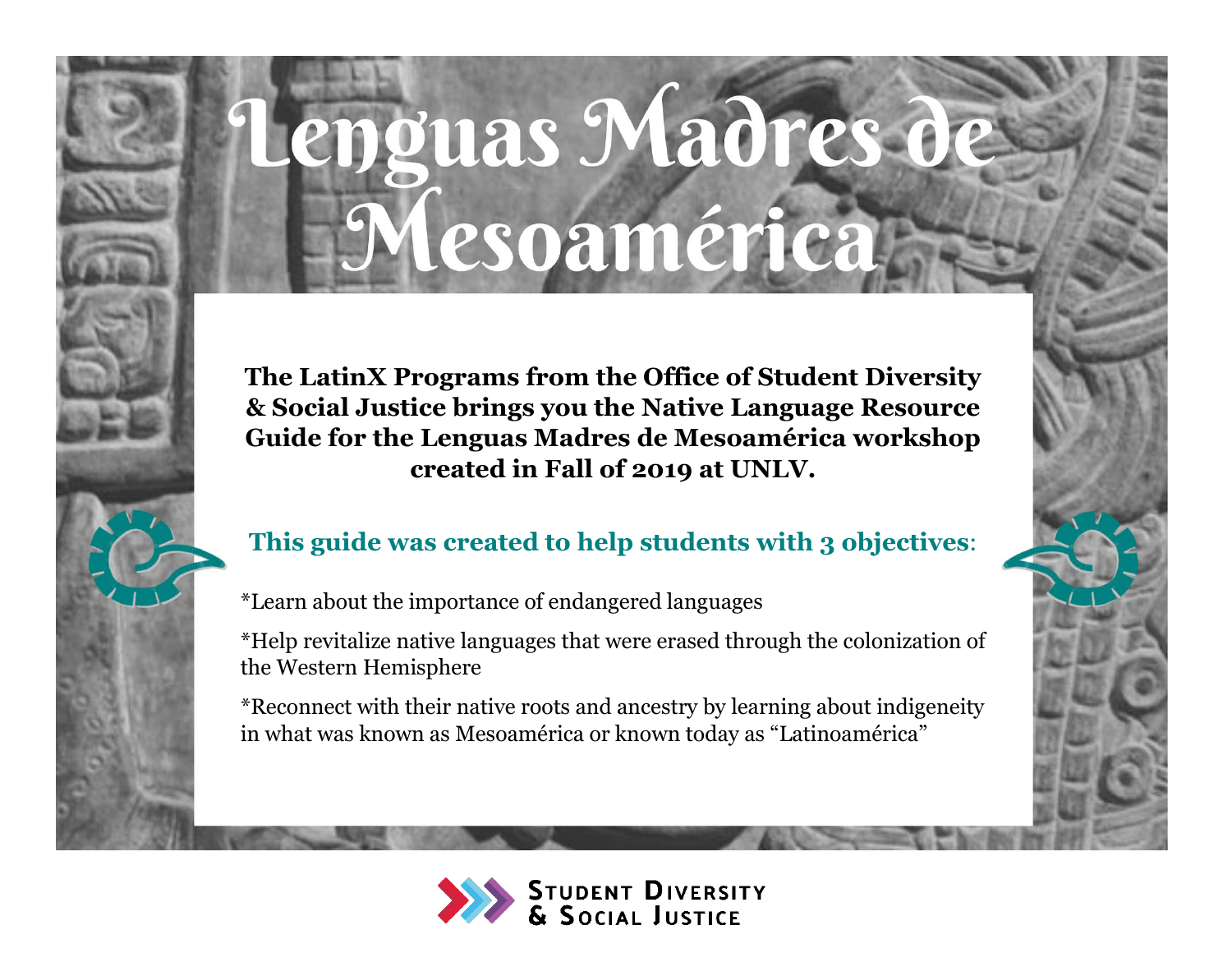# Lenguas Madres de Mesoamérica

**The LatinX Programs from the Office of Student Diversity & Social Justice brings you the Native Language Resource Guide for the Lenguas Madres de Mesoamérica workshop created in Fall of 2019 at UNLV.**

**This guide was created to help students with 3 objectives**:

*Learn about the importance of endangered languages

*Help revitalize native languages that were erased through the colonization of the Western Hemisphere

*Reconnect with their native roots and ancestry by learning about indigeneity in what was known as Mesoamérica or known today as "Latinoamérica"

Student Diversity & Social Justice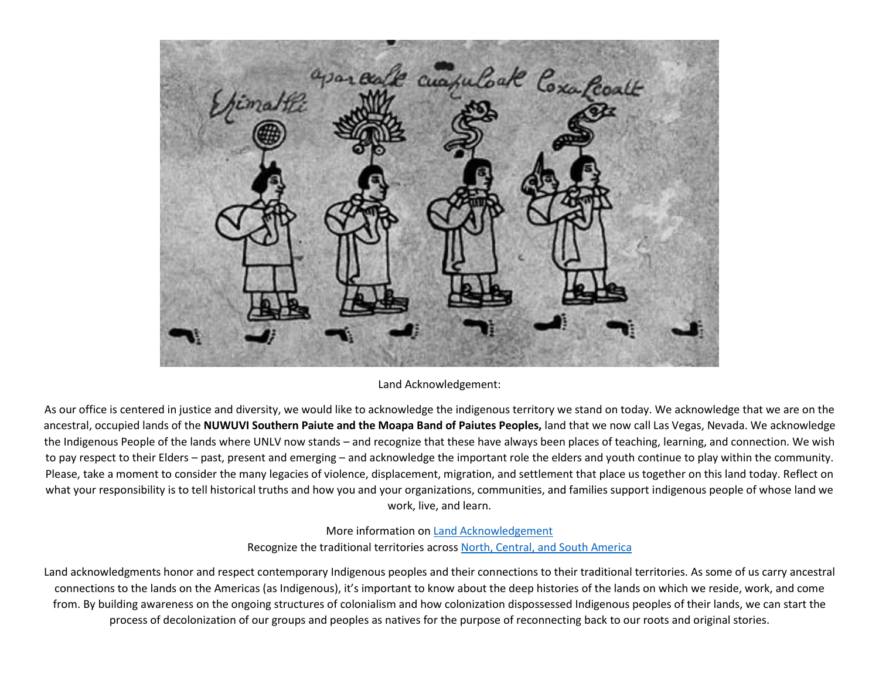Land Acknowledgement:

As our office is centered in justice and diversity, we would like to acknowledge the indigenous territory we stand on today. We acknowledge that we are on the ancestral, occupied lands of the **NUWUVI Southern Paiute and the Moapa Band of Paiutes Peoples,** land that we now call Las Vegas, Nevada. We acknowledge the Indigenous People of the lands where UNLV now stands – and recognize that these have always been places of teaching, learning, and connection. We wish to pay respect to their Elders – past, present and emerging – and acknowledge the important role the elders and youth continue to play within the community. Please, take a moment to consider the many legacies of violence, displacement, migration, and settlement that place us together on this land today. Reflect on what your responsibility is to tell historical truths and how you and your organizations, communities, and families support indigenous people of whose land we work, live, and learn.

More information on Land Acknowledgement
Recognize the traditional territories across North, Central, and South America

Land acknowledgments honor and respect contemporary Indigenous peoples and their connections to their traditional territories. As some of us carry ancestral connections to the lands on the Americas (as Indigenous), it's important to know about the deep histories of the lands on which we reside, work, and come from. By building awareness on the ongoing structures of colonialism and how colonization dispossessed Indigenous peoples of their lands, we can start the process of decolonization of our groups and peoples as natives for the purpose of reconnecting back to our roots and original stories.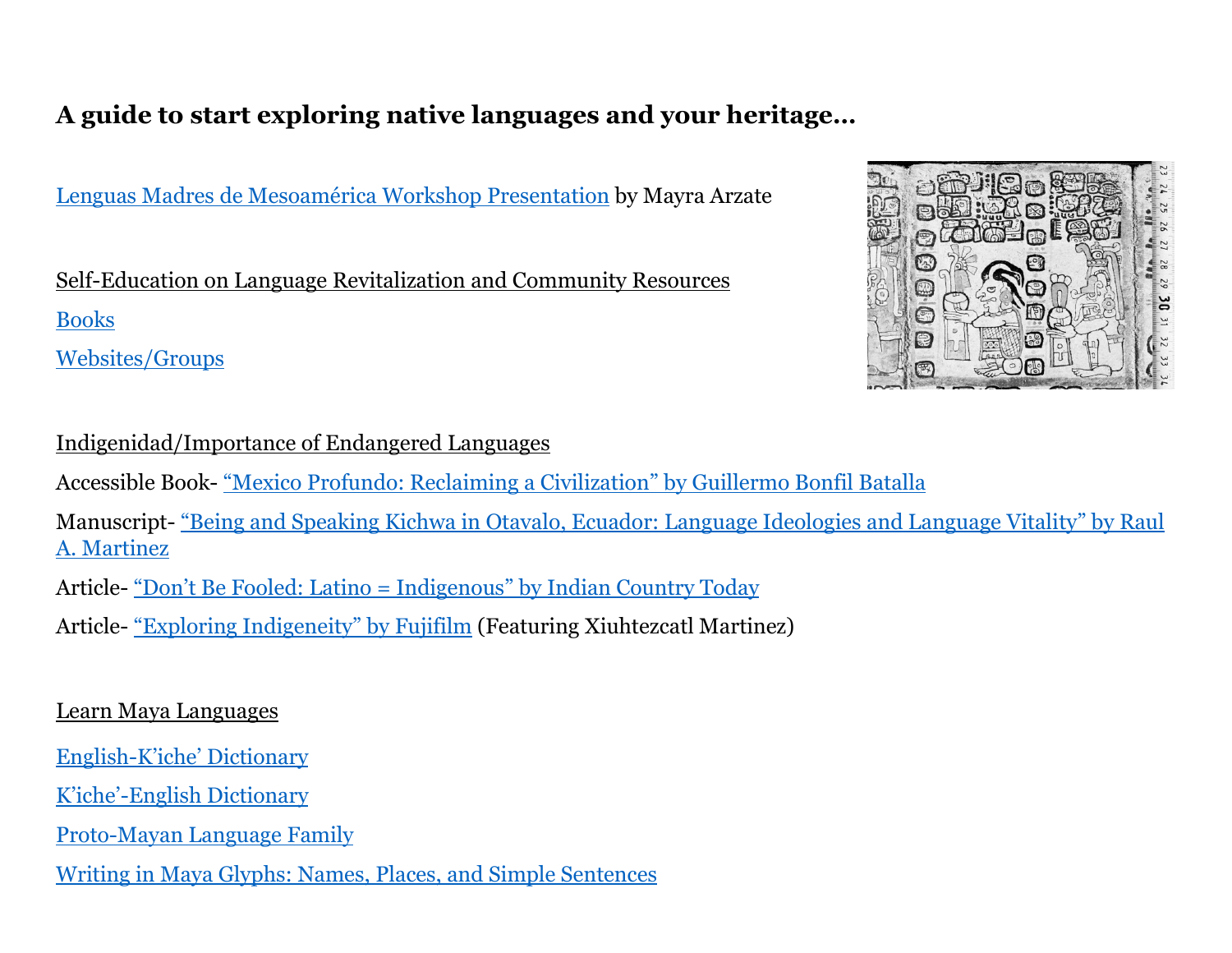**A guide to start exploring native languages and your heritage…**

Lenguas Madres de Mesoamérica Workshop Presentation by Mayra Arzate

Self-Education on Language Revitalization and Community Resources

Books

Websites/Groups

Indigenidad/Importance of Endangered Languages

Accessible Book- “Mexico Profundo: Reclaiming a Civilization” by Guillermo Bonfil Batalla

Manuscript- “Being and Speaking Kichwa in Otavalo, Ecuador: Language Ideologies and Language Vitality” by Raul A. Martinez

Article- “Don’t Be Fooled: Latino = Indigenous” by Indian Country Today

Article- “Exploring Indigeneity” by Fujifilm (Featuring Xiuhtezcatl Martinez)

Learn Maya Languages

English-K’iche’ Dictionary

K’iche’-English Dictionary

Proto-Mayan Language Family

Writing in Maya Glyphs: Names, Places, and Simple Sentences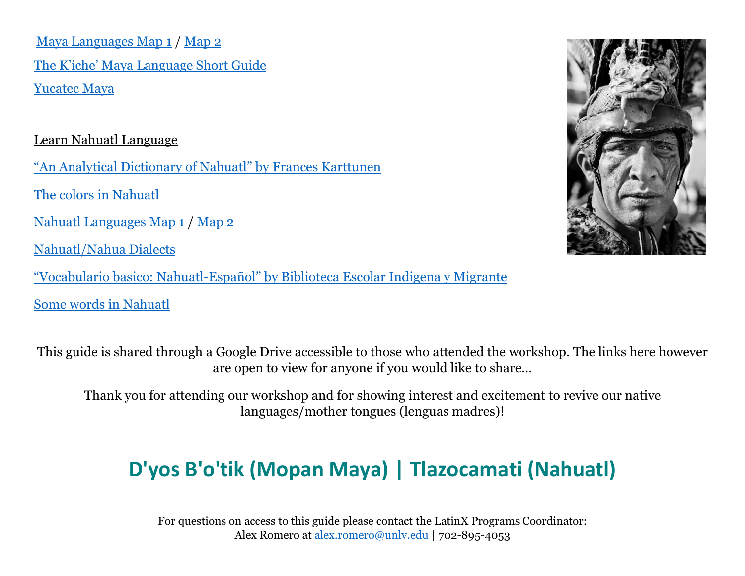Maya Languages Map 1 / Map 2

The K'iche' Maya Language Short Guide

Yucatec Maya

Learn Nahuatl Language

"An Analytical Dictionary of Nahuatl" by Frances Karttunen

The colors in Nahuatl

Nahuatl Languages Map 1 / Map 2

Nahuatl/Nahua Dialects

"Vocabulario basico: Nahuatl-Español" by Biblioteca Escolar Indigena y Migrante

Some words in Nahuatl

This guide is shared through a Google Drive accessible to those who attended the workshop. The links here however are open to view for anyone if you would like to share...

Thank you for attending our workshop and for showing interest and excitement to revive our native languages/mother tongues (lenguas madres)!

## D'yos B'o'tik (Mopan Maya) | Tlazocamati (Nahuatl)

For questions on access to this guide please contact the LatinX Programs Coordinator:
Alex Romero at alex.romero@unlv.edu | 702-895-4053